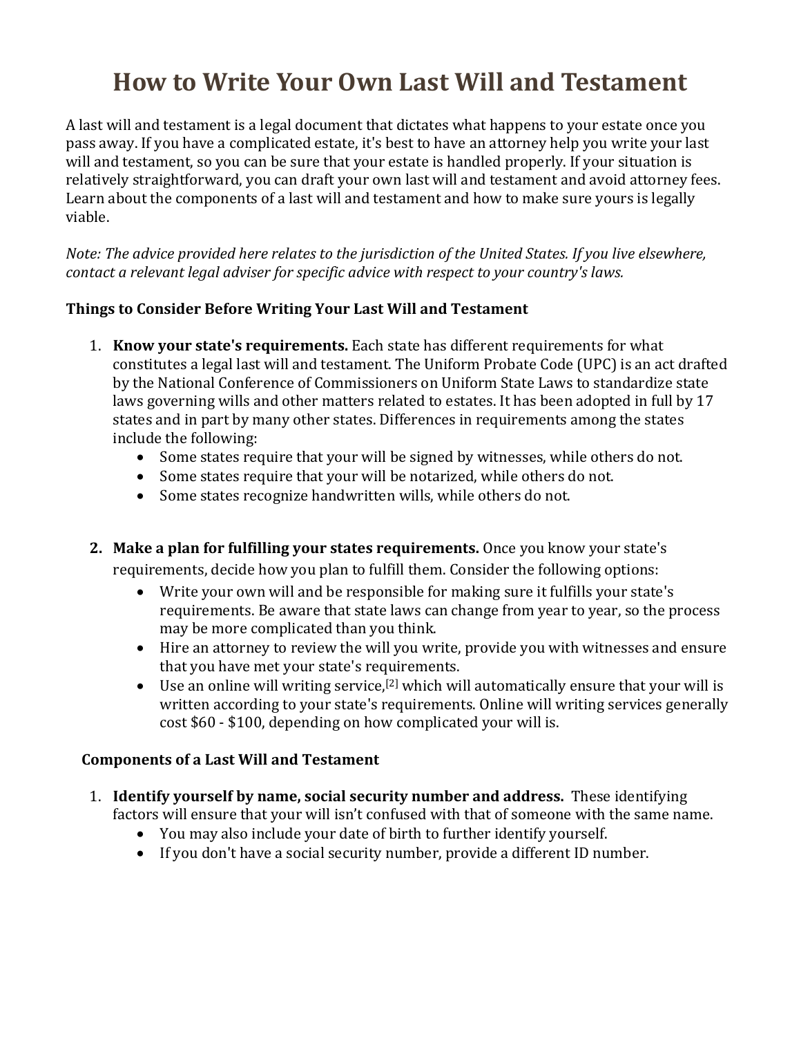# How to Write Your Own Last Will and Testament

A last will and testament is a legal document that dictates what happens to your estate once you pass away. If you have a complicated estate, it's best to have an attorney help you write your last will and testament, so you can be sure that your estate is handled properly. If your situation is relatively straightforward, you can draft your own last will and testament and avoid attorney fees. Learn about the components of a last will and testament and how to make sure yours is legally viable.

*Note: The advice provided here relates to the jurisdiction of the United States. If you live elsewhere, contact a relevant legal adviser for specific advice with respect to your country's laws.*

**Things to Consider Before Writing Your Last Will and Testament**

1. **Know your state's requirements.** Each state has different requirements for what constitutes a legal last will and testament. The Uniform Probate Code (UPC) is an act drafted by the National Conference of Commissioners on Uniform State Laws to standardize state laws governing wills and other matters related to estates. It has been adopted in full by 17 states and in part by many other states. Differences in requirements among the states include the following:
   - Some states require that your will be signed by witnesses, while others do not.
   - Some states require that your will be notarized, while others do not.
   - Some states recognize handwritten wills, while others do not.

2. **Make a plan for fulfilling your states requirements.** Once you know your state's requirements, decide how you plan to fulfill them. Consider the following options:
   - Write your own will and be responsible for making sure it fulfills your state's requirements. Be aware that state laws can change from year to year, so the process may be more complicated than you think.
   - Hire an attorney to review the will you write, provide you with witnesses and ensure that you have met your state's requirements.
   - Use an online will writing service,[2] which will automatically ensure that your will is written according to your state's requirements. Online will writing services generally cost $60 - $100, depending on how complicated your will is.

**Components of a Last Will and Testament**

1. **Identify yourself by name, social security number and address.** These identifying factors will ensure that your will isn't confused with that of someone with the same name.
   - You may also include your date of birth to further identify yourself.
   - If you don't have a social security number, provide a different ID number.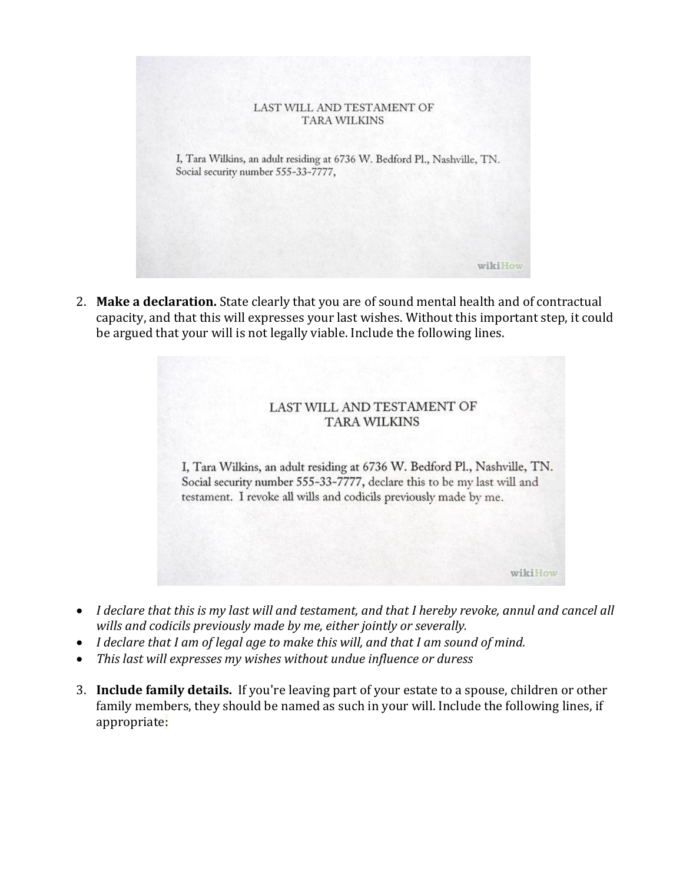LAST WILL AND TESTAMENT OF
TARA WILKINS

I, Tara Wilkins, an adult residing at 6736 W. Bedford Pl., Nashville, TN. Social security number 555-33-7777,

wikiHow

2. **Make a declaration.** State clearly that you are of sound mental health and of contractual capacity, and that this will expresses your last wishes. Without this important step, it could be argued that your will is not legally viable. Include the following lines.

LAST WILL AND TESTAMENT OF
TARA WILKINS

I, Tara Wilkins, an adult residing at 6736 W. Bedford Pl., Nashville, TN. Social security number 555-33-7777, declare this to be my last will and testament. I revoke all wills and codicils previously made by me.

wikiHow

- *I declare that this is my last will and testament, and that I hereby revoke, annul and cancel all wills and codicils previously made by me, either jointly or severally.*
- *I declare that I am of legal age to make this will, and that I am sound of mind.*
- *This last will expresses my wishes without undue influence or duress*

3. **Include family details.** If you're leaving part of your estate to a spouse, children or other family members, they should be named as such in your will. Include the following lines, if appropriate: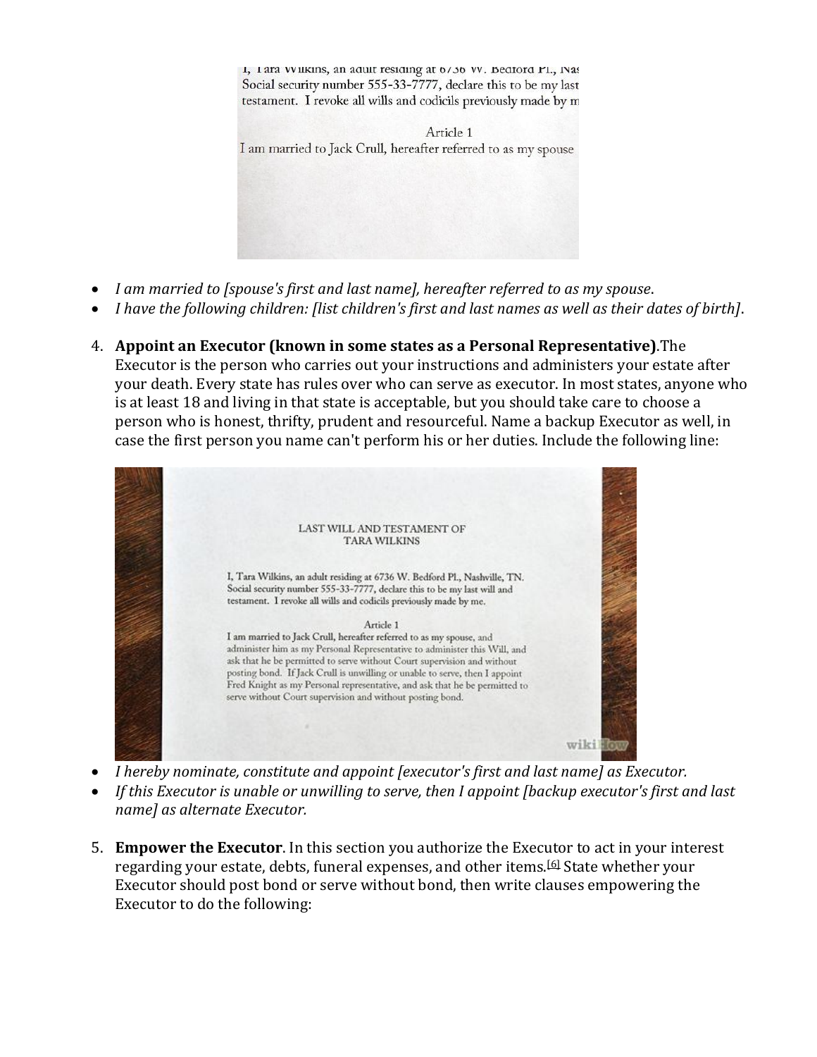- *I am married to [spouse's first and last name], hereafter referred to as my spouse*.
- *I have the following children: [list children's first and last names as well as their dates of birth]*.

4. **Appoint an Executor (known in some states as a Personal Representative)**.The Executor is the person who carries out your instructions and administers your estate after your death. Every state has rules over who can serve as executor. In most states, anyone who is at least 18 and living in that state is acceptable, but you should take care to choose a person who is honest, thrifty, prudent and resourceful. Name a backup Executor as well, in case the first person you name can't perform his or her duties. Include the following line:

- *I hereby nominate, constitute and appoint [executor's first and last name] as Executor.*
- *If this Executor is unable or unwilling to serve, then I appoint [backup executor's first and last name] as alternate Executor.*

5. **Empower the Executor**. In this section you authorize the Executor to act in your interest regarding your estate, debts, funeral expenses, and other items.[6] State whether your Executor should post bond or serve without bond, then write clauses empowering the Executor to do the following: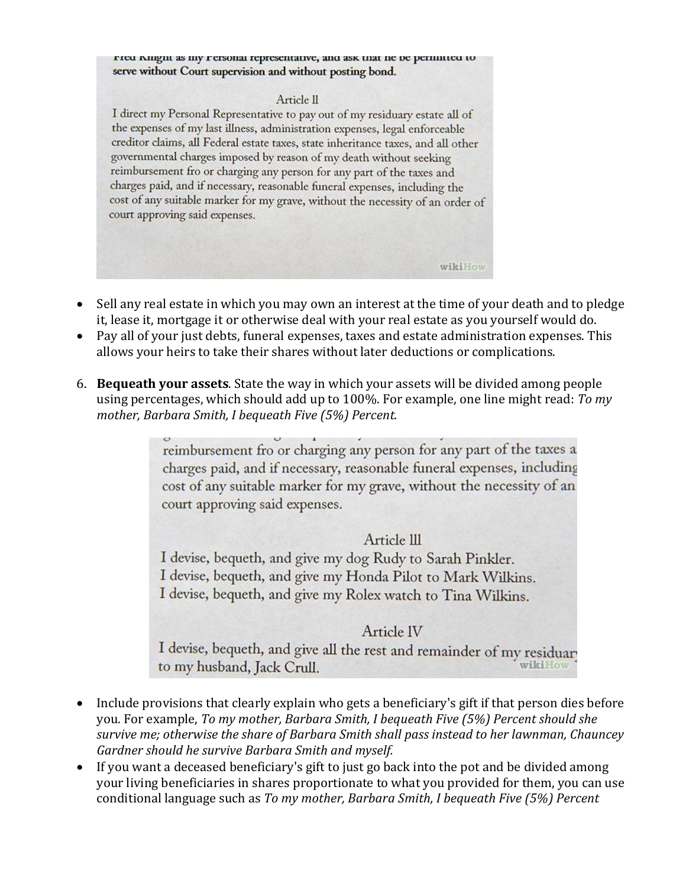Fred Knight as my Personal representative, and ask that he be permitted to serve without Court supervision and without posting bond.

Article ll

I direct my Personal Representative to pay out of my residuary estate all of the expenses of my last illness, administration expenses, legal enforceable creditor claims, all Federal estate taxes, state inheritance taxes, and all other governmental charges imposed by reason of my death without seeking reimbursement fro or charging any person for any part of the taxes and charges paid, and if necessary, reasonable funeral expenses, including the cost of any suitable marker for my grave, without the necessity of an order of court approving said expenses.

wikiHow

- Sell any real estate in which you may own an interest at the time of your death and to pledge it, lease it, mortgage it or otherwise deal with your real estate as you yourself would do.
- Pay all of your just debts, funeral expenses, taxes and estate administration expenses. This allows your heirs to take their shares without later deductions or complications.

6. **Bequeath your assets**. State the way in which your assets will be divided among people using percentages, which should add up to 100%. For example, one line might read: *To my mother, Barbara Smith, I bequeath Five (5%) Percent.*

reimbursement fro or charging any person for any part of the taxes a charges paid, and if necessary, reasonable funeral expenses, including cost of any suitable marker for my grave, without the necessity of an court approving said expenses.

Article lll

I devise, bequeth, and give my dog Rudy to Sarah Pinkler.
I devise, bequeth, and give my Honda Pilot to Mark Wilkins.
I devise, bequeth, and give my Rolex watch to Tina Wilkins.

Article lV

I devise, bequeth, and give all the rest and remainder of my residuary to my husband, Jack Crull.

wikiHow

- Include provisions that clearly explain who gets a beneficiary's gift if that person dies before you. For example, *To my mother, Barbara Smith, I bequeath Five (5%) Percent should she survive me; otherwise the share of Barbara Smith shall pass instead to her lawnman, Chauncey Gardner should he survive Barbara Smith and myself.*
- If you want a deceased beneficiary's gift to just go back into the pot and be divided among your living beneficiaries in shares proportionate to what you provided for them, you can use conditional language such as *To my mother, Barbara Smith, I bequeath Five (5%) Percent*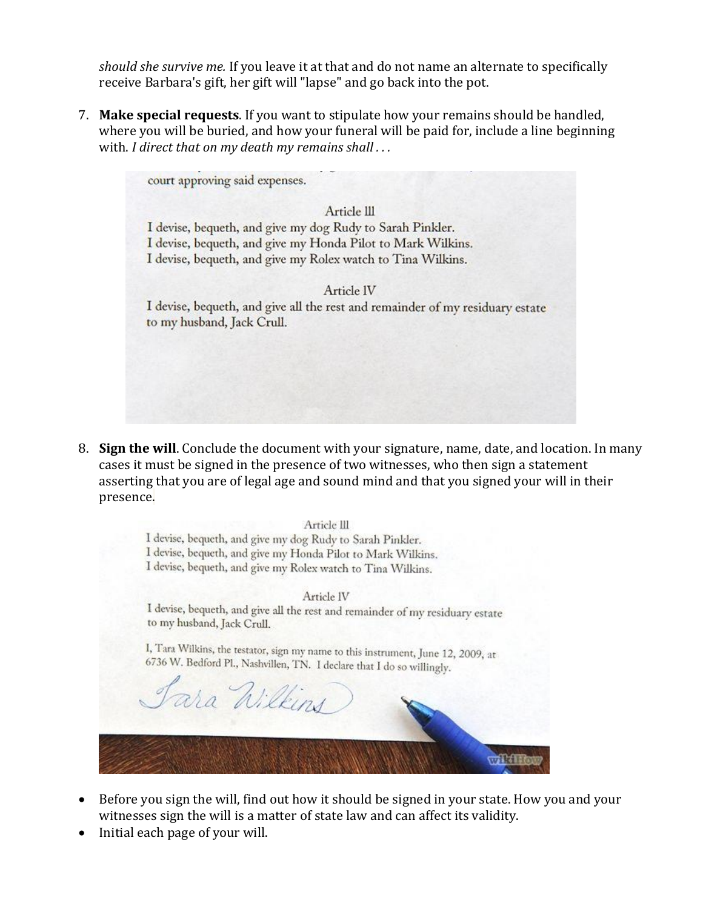*should she survive me.* If you leave it at that and do not name an alternate to specifically receive Barbara's gift, her gift will "lapse" and go back into the pot.

7. **Make special requests**. If you want to stipulate how your remains should be handled, where you will be buried, and how your funeral will be paid for, include a line beginning with. *I direct that on my death my remains shall . . .*

court approving said expenses.

Article III

I devise, bequeth, and give my dog Rudy to Sarah Pinkler.
I devise, bequeth, and give my Honda Pilot to Mark Wilkins.
I devise, bequeth, and give my Rolex watch to Tina Wilkins.

Article IV

I devise, bequeth, and give all the rest and remainder of my residuary estate to my husband, Jack Crull.

8. **Sign the will**. Conclude the document with your signature, name, date, and location. In many cases it must be signed in the presence of two witnesses, who then sign a statement asserting that you are of legal age and sound mind and that you signed your will in their presence.

Article III

I devise, bequeth, and give my dog Rudy to Sarah Pinkler.
I devise, bequeth, and give my Honda Pilot to Mark Wilkins.
I devise, bequeth, and give my Rolex watch to Tina Wilkins.

Article IV

I devise, bequeth, and give all the rest and remainder of my residuary estate to my husband, Jack Crull.

I, Tara Wilkins, the testator, sign my name to this instrument, June 12, 2009, at 6736 W. Bedford Pl., Nashvillen, TN. I declare that I do so willingly.

Tara Wilkins

- Before you sign the will, find out how it should be signed in your state. How you and your witnesses sign the will is a matter of state law and can affect its validity.
- Initial each page of your will.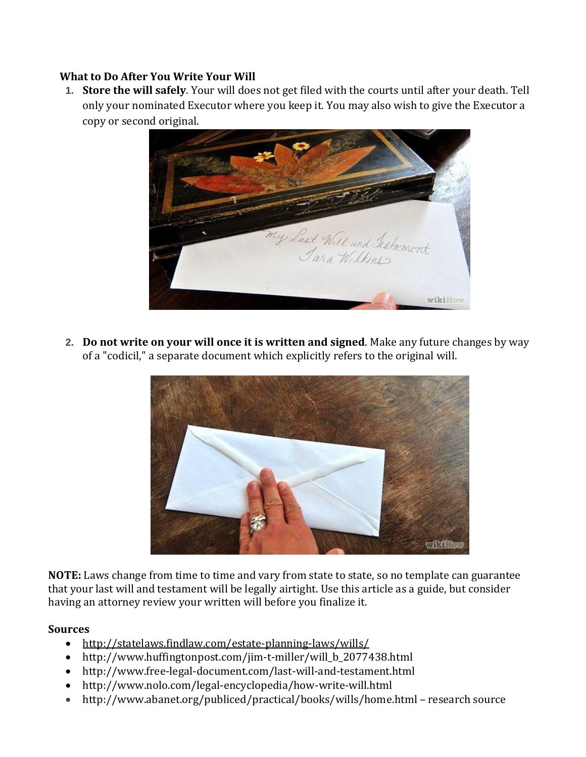**What to Do After You Write Your Will**

1. **Store the will safely**. Your will does not get filed with the courts until after your death. Tell only your nominated Executor where you keep it. You may also wish to give the Executor a copy or second original.

2. **Do not write on your will once it is written and signed**. Make any future changes by way of a "codicil," a separate document which explicitly refers to the original will.

**NOTE:** Laws change from time to time and vary from state to state, so no template can guarantee that your last will and testament will be legally airtight. Use this article as a guide, but consider having an attorney review your written will before you finalize it.

**Sources**

- http://statelaws.findlaw.com/estate-planning-laws/wills/
- http://www.huffingtonpost.com/jim-t-miller/will_b_2077438.html
- http://www.free-legal-document.com/last-will-and-testament.html
- http://www.nolo.com/legal-encyclopedia/how-write-will.html
- http://www.abanet.org/publiced/practical/books/wills/home.html – research source